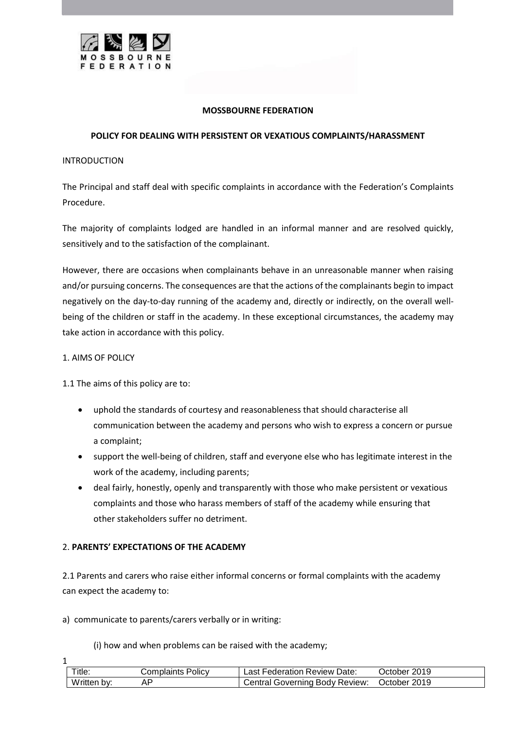# MOSSBOURNE FEDERATION

## POLICY FOR DEALING WITH PERSISTENT OR VEXATIOUS COMPLAINTS/HARASSMENT

INTRODUCTION

The Principal and staff deal with specific complaints in accordance with the Federation's Complaints Procedure.

The majority of complaints lodged are handled in an informal manner and are resolved quickly, sensitively and to the satisfaction of the complainant.

However, there are occasions when complainants behave in an unreasonable manner when raising and/or pursuing concerns. The consequences are that the actions of the complainants begin to impact negatively on the day-to-day running of the academy and, directly or indirectly, on the overall well-being of the children or staff in the academy. In these exceptional circumstances, the academy may take action in accordance with this policy.

1. AIMS OF POLICY

1.1 The aims of this policy are to:

- uphold the standards of courtesy and reasonableness that should characterise all communication between the academy and persons who wish to express a concern or pursue a complaint;
- support the well-being of children, staff and everyone else who has legitimate interest in the work of the academy, including parents;
- deal fairly, honestly, openly and transparently with those who make persistent or vexatious complaints and those who harass members of staff of the academy while ensuring that other stakeholders suffer no detriment.

2. **PARENTS' EXPECTATIONS OF THE ACADEMY**

2.1 Parents and carers who raise either informal concerns or formal complaints with the academy can expect the academy to:

a) communicate to parents/carers verbally or in writing:

(i) how and when problems can be raised with the academy;

| Title: | Complaints Policy | Last Federation Review Date: | October 2019 |
|---|---|---|---|
| Written by: | AP | Central Governing Body Review: | October 2019 |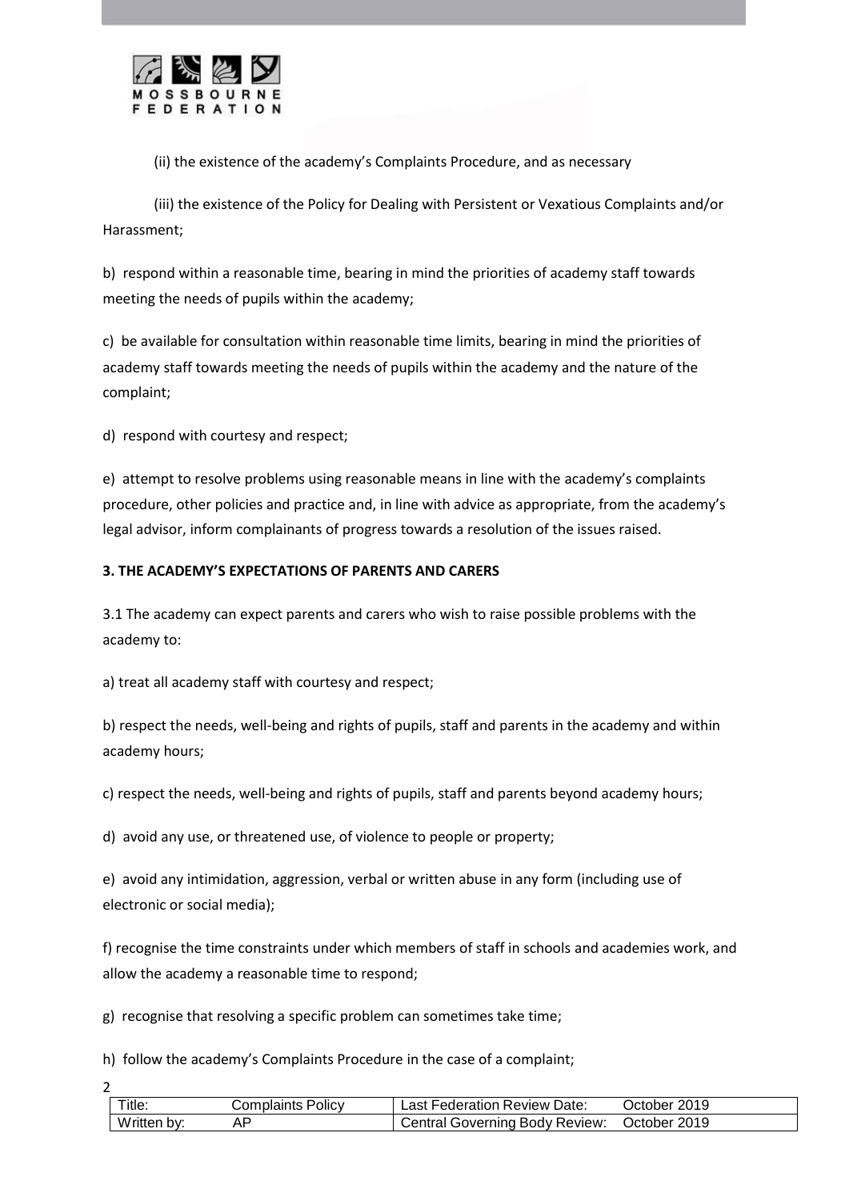(ii) the existence of the academy's Complaints Procedure, and as necessary

(iii) the existence of the Policy for Dealing with Persistent or Vexatious Complaints and/or Harassment;

b) respond within a reasonable time, bearing in mind the priorities of academy staff towards meeting the needs of pupils within the academy;

c) be available for consultation within reasonable time limits, bearing in mind the priorities of academy staff towards meeting the needs of pupils within the academy and the nature of the complaint;

d) respond with courtesy and respect;

e) attempt to resolve problems using reasonable means in line with the academy's complaints procedure, other policies and practice and, in line with advice as appropriate, from the academy's legal advisor, inform complainants of progress towards a resolution of the issues raised.

**3. THE ACADEMY'S EXPECTATIONS OF PARENTS AND CARERS**

3.1 The academy can expect parents and carers who wish to raise possible problems with the academy to:

a) treat all academy staff with courtesy and respect;

b) respect the needs, well-being and rights of pupils, staff and parents in the academy and within academy hours;

c) respect the needs, well-being and rights of pupils, staff and parents beyond academy hours;

d) avoid any use, or threatened use, of violence to people or property;

e) avoid any intimidation, aggression, verbal or written abuse in any form (including use of electronic or social media);

f) recognise the time constraints under which members of staff in schools and academies work, and allow the academy a reasonable time to respond;

g) recognise that resolving a specific problem can sometimes take time;

h) follow the academy's Complaints Procedure in the case of a complaint;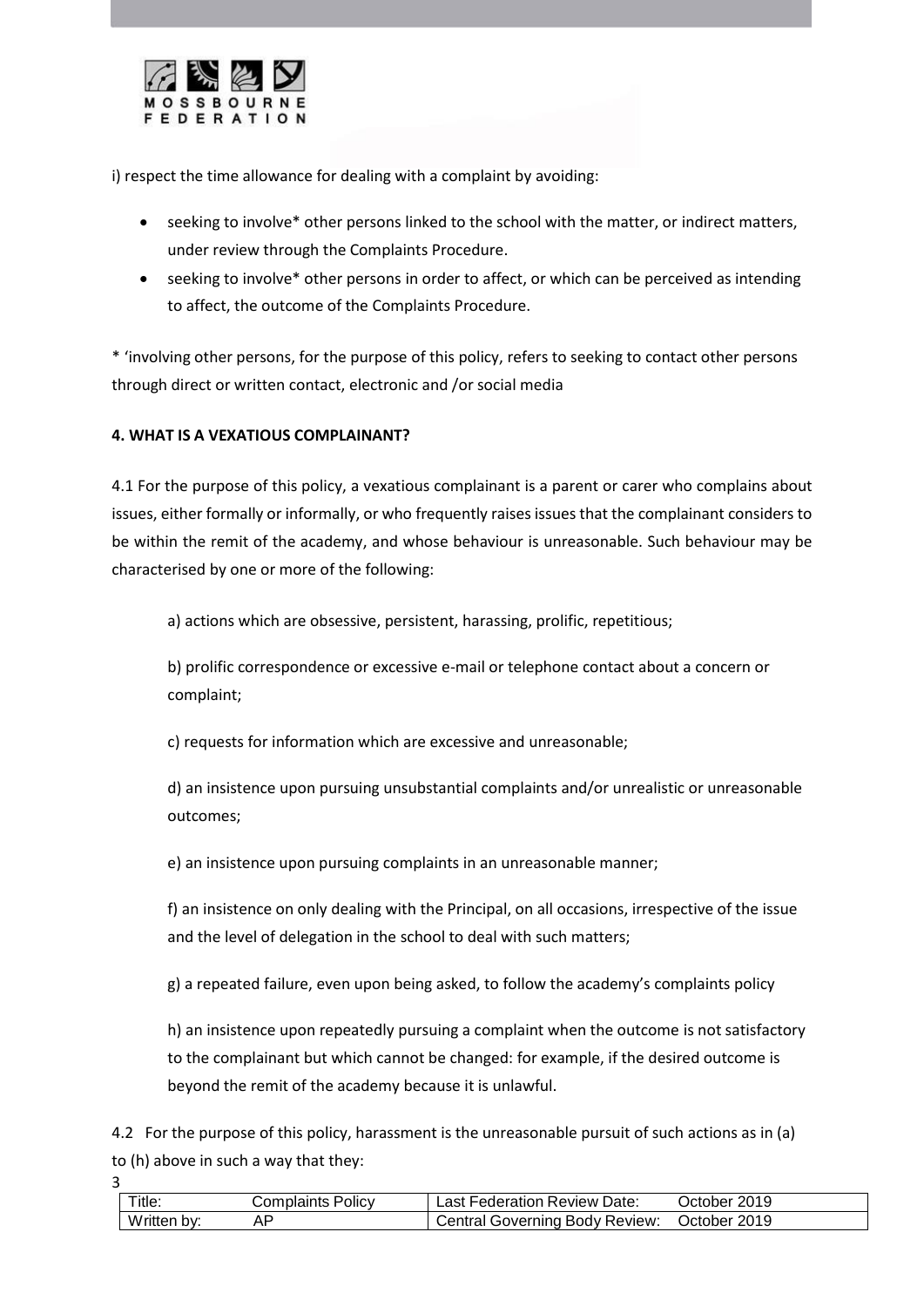i) respect the time allowance for dealing with a complaint by avoiding:

- seeking to involve* other persons linked to the school with the matter, or indirect matters, under review through the Complaints Procedure.
- seeking to involve* other persons in order to affect, or which can be perceived as intending to affect, the outcome of the Complaints Procedure.

* 'involving other persons, for the purpose of this policy, refers to seeking to contact other persons through direct or written contact, electronic and /or social media

**4. WHAT IS A VEXATIOUS COMPLAINANT?**

4.1 For the purpose of this policy, a vexatious complainant is a parent or carer who complains about issues, either formally or informally, or who frequently raises issues that the complainant considers to be within the remit of the academy, and whose behaviour is unreasonable. Such behaviour may be characterised by one or more of the following:

a) actions which are obsessive, persistent, harassing, prolific, repetitious;

b) prolific correspondence or excessive e-mail or telephone contact about a concern or complaint;

c) requests for information which are excessive and unreasonable;

d) an insistence upon pursuing unsubstantial complaints and/or unrealistic or unreasonable outcomes;

e) an insistence upon pursuing complaints in an unreasonable manner;

f) an insistence on only dealing with the Principal, on all occasions, irrespective of the issue and the level of delegation in the school to deal with such matters;

g) a repeated failure, even upon being asked, to follow the academy's complaints policy

h) an insistence upon repeatedly pursuing a complaint when the outcome is not satisfactory to the complainant but which cannot be changed: for example, if the desired outcome is beyond the remit of the academy because it is unlawful.

4.2 For the purpose of this policy, harassment is the unreasonable pursuit of such actions as in (a) to (h) above in such a way that they: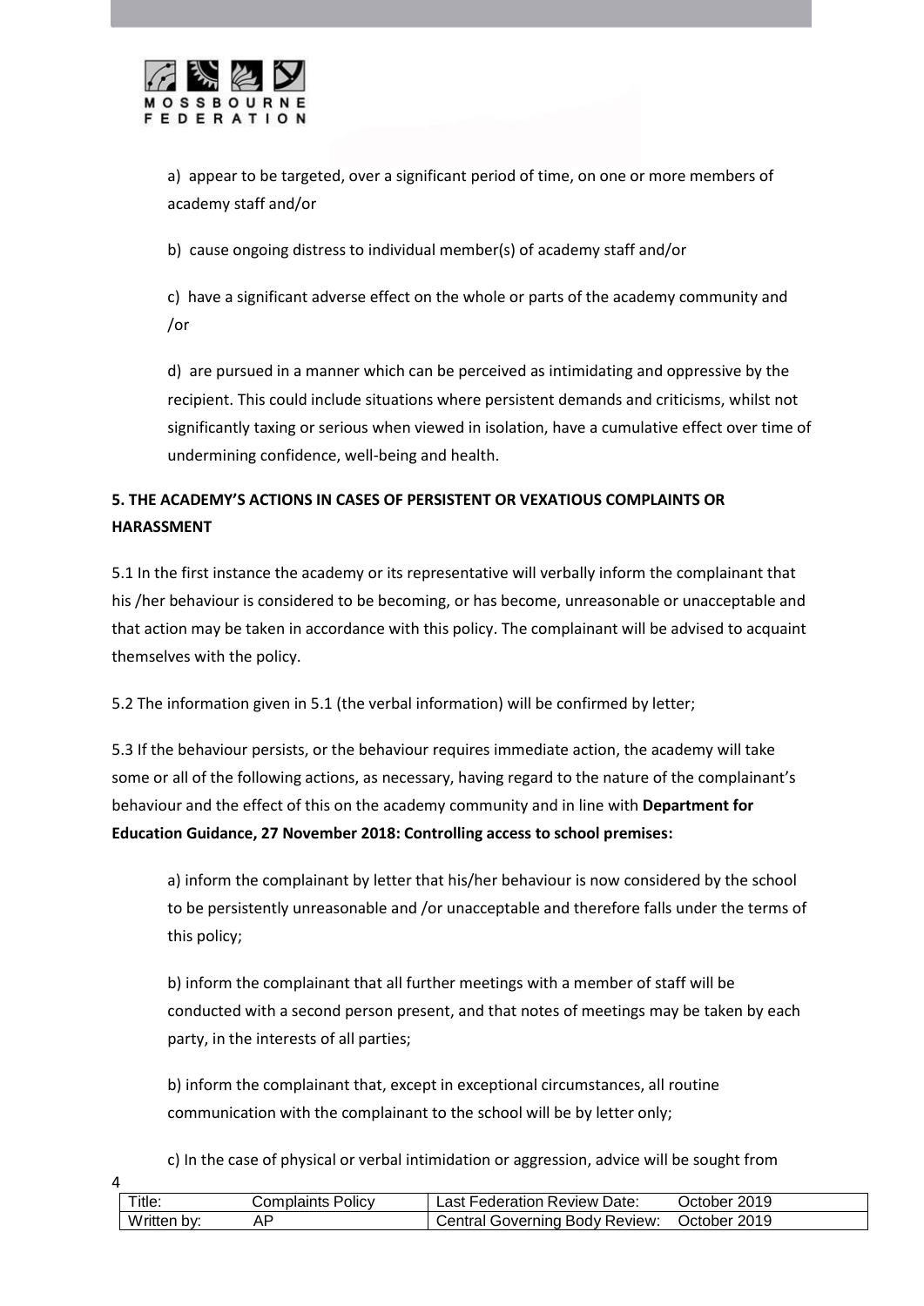a) appear to be targeted, over a significant period of time, on one or more members of academy staff and/or

b) cause ongoing distress to individual member(s) of academy staff and/or

c) have a significant adverse effect on the whole or parts of the academy community and /or

d) are pursued in a manner which can be perceived as intimidating and oppressive by the recipient. This could include situations where persistent demands and criticisms, whilst not significantly taxing or serious when viewed in isolation, have a cumulative effect over time of undermining confidence, well-being and health.

## 5. THE ACADEMY'S ACTIONS IN CASES OF PERSISTENT OR VEXATIOUS COMPLAINTS OR HARASSMENT

5.1 In the first instance the academy or its representative will verbally inform the complainant that his /her behaviour is considered to be becoming, or has become, unreasonable or unacceptable and that action may be taken in accordance with this policy. The complainant will be advised to acquaint themselves with the policy.

5.2 The information given in 5.1 (the verbal information) will be confirmed by letter;

5.3 If the behaviour persists, or the behaviour requires immediate action, the academy will take some or all of the following actions, as necessary, having regard to the nature of the complainant's behaviour and the effect of this on the academy community and in line with **Department for Education Guidance, 27 November 2018: Controlling access to school premises:**

a) inform the complainant by letter that his/her behaviour is now considered by the school to be persistently unreasonable and /or unacceptable and therefore falls under the terms of this policy;

b) inform the complainant that all further meetings with a member of staff will be conducted with a second person present, and that notes of meetings may be taken by each party, in the interests of all parties;

b) inform the complainant that, except in exceptional circumstances, all routine communication with the complainant to the school will be by letter only;

c) In the case of physical or verbal intimidation or aggression, advice will be sought from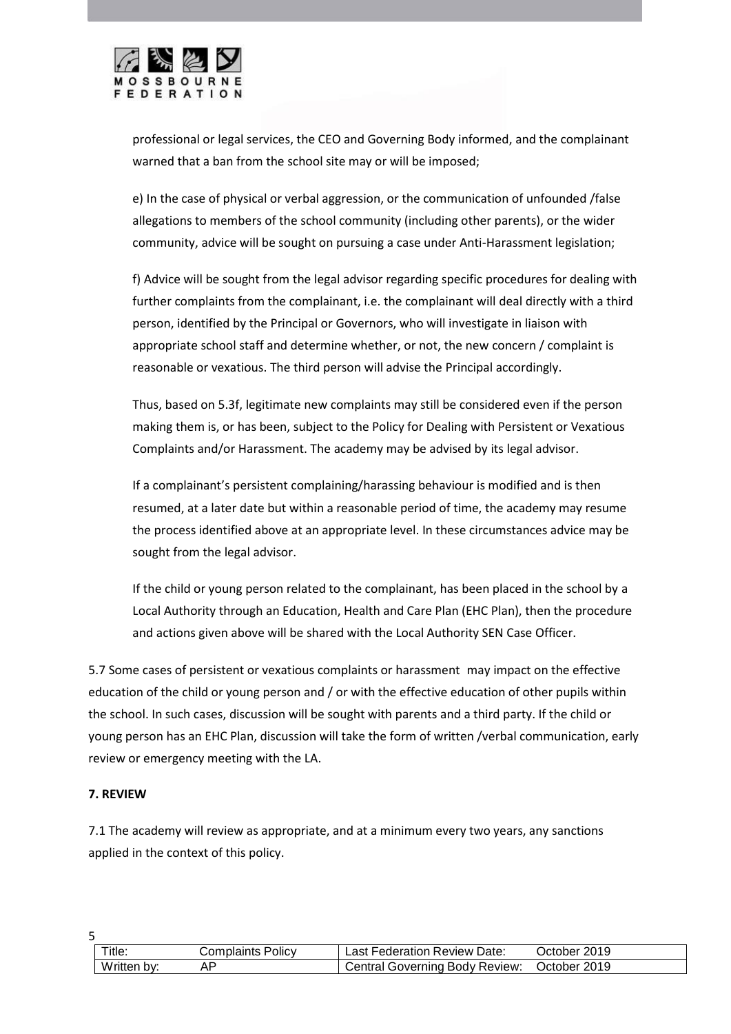professional or legal services, the CEO and Governing Body informed, and the complainant warned that a ban from the school site may or will be imposed;

e) In the case of physical or verbal aggression, or the communication of unfounded /false allegations to members of the school community (including other parents), or the wider community, advice will be sought on pursuing a case under Anti-Harassment legislation;

f) Advice will be sought from the legal advisor regarding specific procedures for dealing with further complaints from the complainant, i.e. the complainant will deal directly with a third person, identified by the Principal or Governors, who will investigate in liaison with appropriate school staff and determine whether, or not, the new concern / complaint is reasonable or vexatious. The third person will advise the Principal accordingly.

Thus, based on 5.3f, legitimate new complaints may still be considered even if the person making them is, or has been, subject to the Policy for Dealing with Persistent or Vexatious Complaints and/or Harassment. The academy may be advised by its legal advisor.

If a complainant's persistent complaining/harassing behaviour is modified and is then resumed, at a later date but within a reasonable period of time, the academy may resume the process identified above at an appropriate level. In these circumstances advice may be sought from the legal advisor.

If the child or young person related to the complainant, has been placed in the school by a Local Authority through an Education, Health and Care Plan (EHC Plan), then the procedure and actions given above will be shared with the Local Authority SEN Case Officer.

5.7 Some cases of persistent or vexatious complaints or harassment may impact on the effective education of the child or young person and / or with the effective education of other pupils within the school. In such cases, discussion will be sought with parents and a third party. If the child or young person has an EHC Plan, discussion will take the form of written /verbal communication, early review or emergency meeting with the LA.

**7. REVIEW**

7.1 The academy will review as appropriate, and at a minimum every two years, any sanctions applied in the context of this policy.